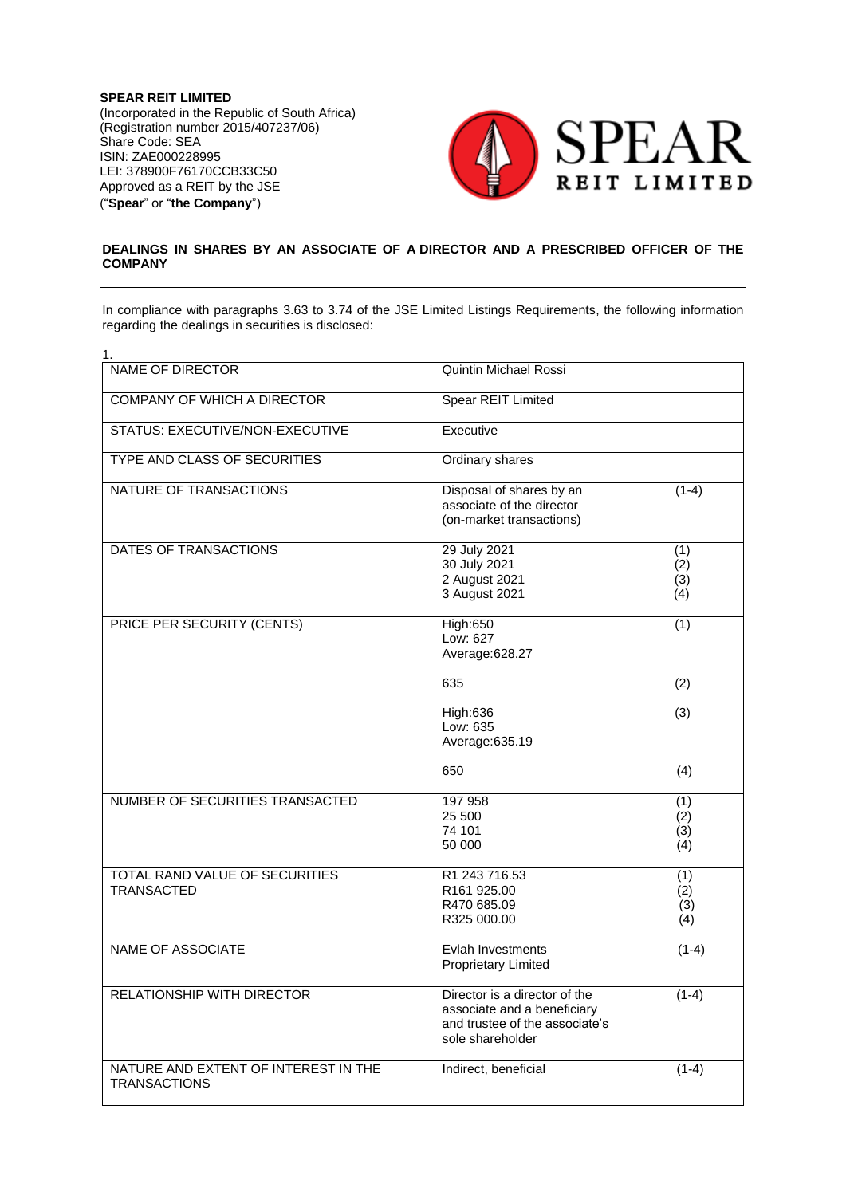**SPEAR REIT LIMITED**
(Incorporated in the Republic of South Africa)
(Registration number 2015/407237/06)
Share Code: SEA
ISIN: ZAE000228995
LEI: 378900F76170CCB33C50
Approved as a REIT by the JSE
("**Spear**" or "**the Company**")

**DEALINGS IN SHARES BY AN ASSOCIATE OF A DIRECTOR AND A PRESCRIBED OFFICER OF THE COMPANY**

In compliance with paragraphs 3.63 to 3.74 of the JSE Limited Listings Requirements, the following information regarding the dealings in securities is disclosed:

1.

| | | |
|---|---|---|
| NAME OF DIRECTOR | Quintin Michael Rossi | |
| COMPANY OF WHICH A DIRECTOR | Spear REIT Limited | |
| STATUS: EXECUTIVE/NON-EXECUTIVE | Executive | |
| TYPE AND CLASS OF SECURITIES | Ordinary shares | |
| NATURE OF TRANSACTIONS | Disposal of shares by an associate of the director (on-market transactions) | (1-4) |
| DATES OF TRANSACTIONS | 29 July 2021<br>30 July 2021<br>2 August 2021<br>3 August 2021 | (1)<br>(2)<br>(3)<br>(4) |
| PRICE PER SECURITY (CENTS) | High:650<br>Low: 627<br>Average:628.27 | (1) |
| | 635 | (2) |
| | High:636<br>Low: 635<br>Average:635.19 | (3) |
| | 650 | (4) |
| NUMBER OF SECURITIES TRANSACTED | 197 958<br>25 500<br>74 101<br>50 000 | (1)<br>(2)<br>(3)<br>(4) |
| TOTAL RAND VALUE OF SECURITIES TRANSACTED | R1 243 716.53<br>R161 925.00<br>R470 685.09<br>R325 000.00 | (1)<br>(2)<br>(3)<br>(4) |
| NAME OF ASSOCIATE | Evlah Investments Proprietary Limited | (1-4) |
| RELATIONSHIP WITH DIRECTOR | Director is a director of the associate and a beneficiary and trustee of the associate's sole shareholder | (1-4) |
| NATURE AND EXTENT OF INTEREST IN THE TRANSACTIONS | Indirect, beneficial | (1-4) |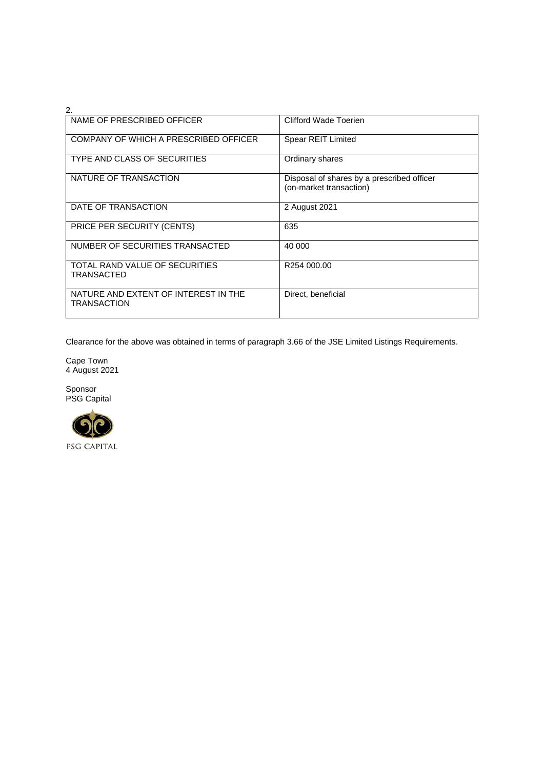2.

| | |
|---|---|
| NAME OF PRESCRIBED OFFICER | Clifford Wade Toerien |
| COMPANY OF WHICH A PRESCRIBED OFFICER | Spear REIT Limited |
| TYPE AND CLASS OF SECURITIES | Ordinary shares |
| NATURE OF TRANSACTION | Disposal of shares by a prescribed officer (on-market transaction) |
| DATE OF TRANSACTION | 2 August 2021 |
| PRICE PER SECURITY (CENTS) | 635 |
| NUMBER OF SECURITIES TRANSACTED | 40 000 |
| TOTAL RAND VALUE OF SECURITIES TRANSACTED | R254 000.00 |
| NATURE AND EXTENT OF INTEREST IN THE TRANSACTION | Direct, beneficial |

Clearance for the above was obtained in terms of paragraph 3.66 of the JSE Limited Listings Requirements.

Cape Town
4 August 2021

Sponsor
PSG Capital

PSG CAPITAL